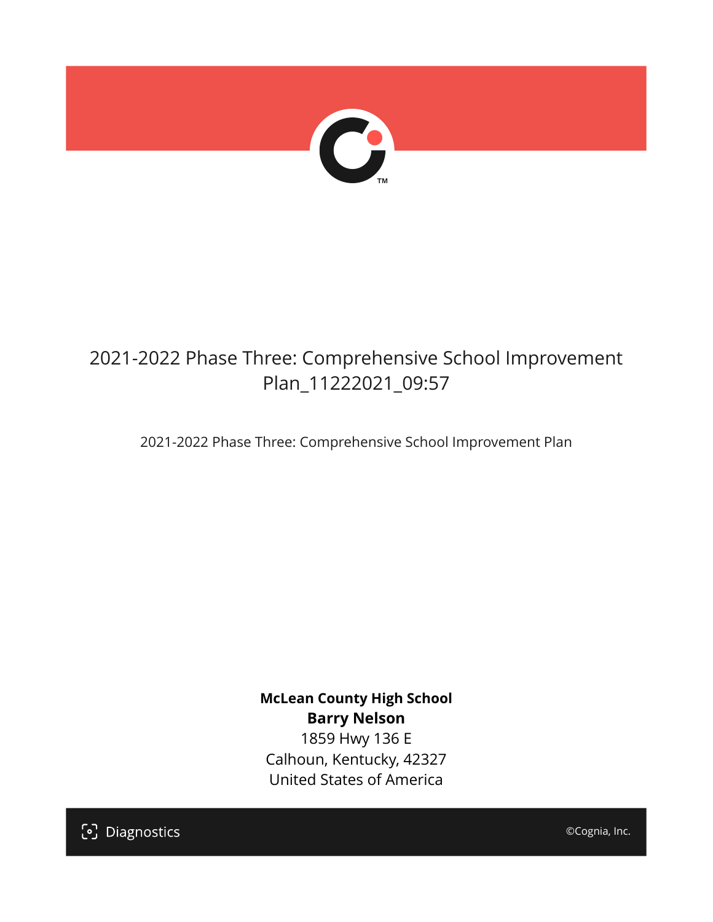# 2021-2022 Phase Three: Comprehensive School Improvement Plan_11222021_09:57

2021-2022 Phase Three: Comprehensive School Improvement Plan

**McLean County High School**
**Barry Nelson**
1859 Hwy 136 E
Calhoun, Kentucky, 42327
United States of America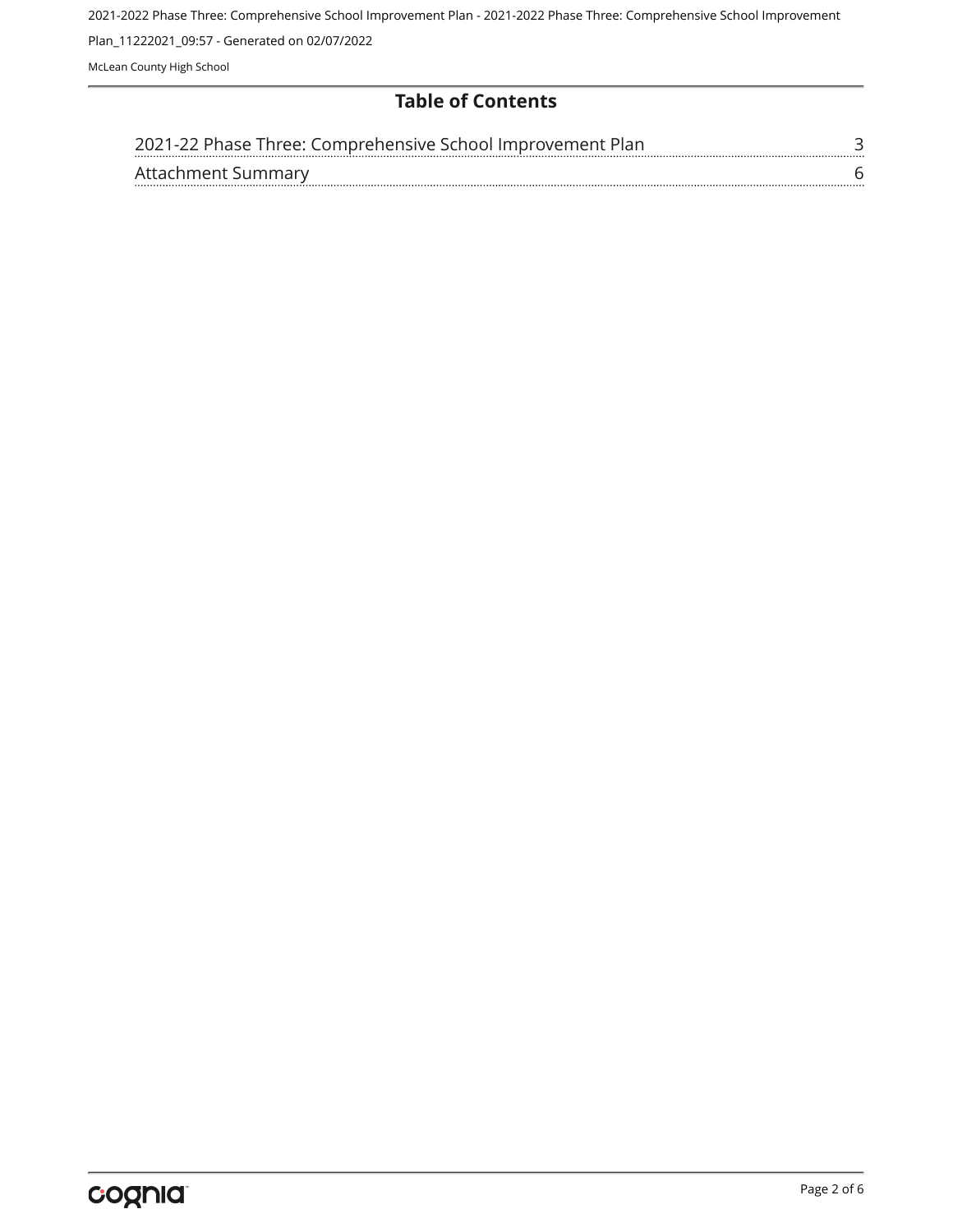# Table of Contents

| | |
|---|---|
| 2021-22 Phase Three: Comprehensive School Improvement Plan | 3 |
| Attachment Summary | 6 |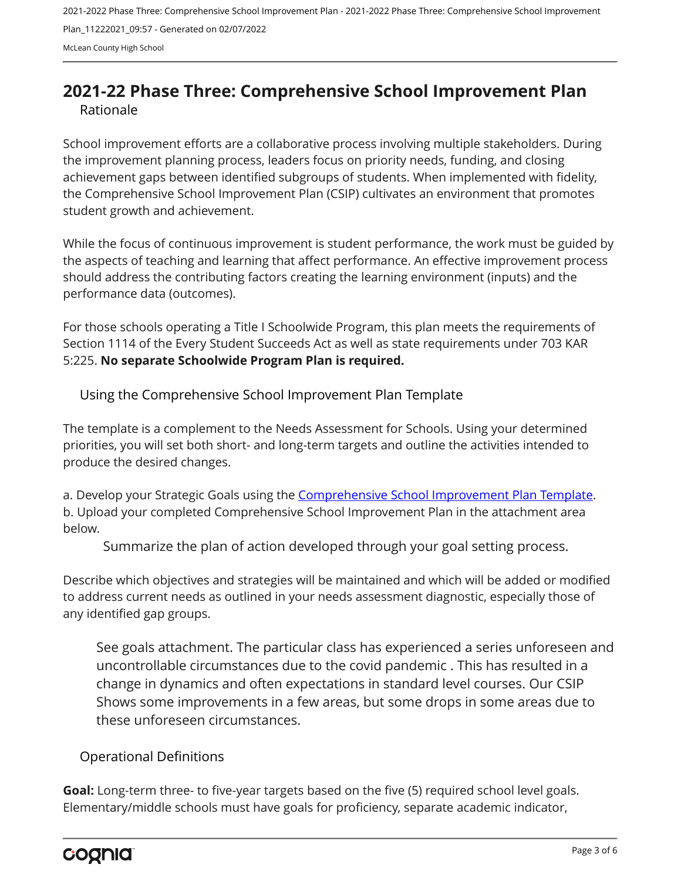# 2021-22 Phase Three: Comprehensive School Improvement Plan

## Rationale

School improvement efforts are a collaborative process involving multiple stakeholders. During the improvement planning process, leaders focus on priority needs, funding, and closing achievement gaps between identified subgroups of students. When implemented with fidelity, the Comprehensive School Improvement Plan (CSIP) cultivates an environment that promotes student growth and achievement.

While the focus of continuous improvement is student performance, the work must be guided by the aspects of teaching and learning that affect performance. An effective improvement process should address the contributing factors creating the learning environment (inputs) and the performance data (outcomes).

For those schools operating a Title I Schoolwide Program, this plan meets the requirements of Section 1114 of the Every Student Succeeds Act as well as state requirements under 703 KAR 5:225. **No separate Schoolwide Program Plan is required.**

## Using the Comprehensive School Improvement Plan Template

The template is a complement to the Needs Assessment for Schools. Using your determined priorities, you will set both short- and long-term targets and outline the activities intended to produce the desired changes.

a. Develop your Strategic Goals using the Comprehensive School Improvement Plan Template.
b. Upload your completed Comprehensive School Improvement Plan in the attachment area below.

Summarize the plan of action developed through your goal setting process.

Describe which objectives and strategies will be maintained and which will be added or modified to address current needs as outlined in your needs assessment diagnostic, especially those of any identified gap groups.

See goals attachment. The particular class has experienced a series unforeseen and uncontrollable circumstances due to the covid pandemic . This has resulted in a change in dynamics and often expectations in standard level courses. Our CSIP Shows some improvements in a few areas, but some drops in some areas due to these unforeseen circumstances.

## Operational Definitions

**Goal:** Long-term three- to five-year targets based on the five (5) required school level goals. Elementary/middle schools must have goals for proficiency, separate academic indicator,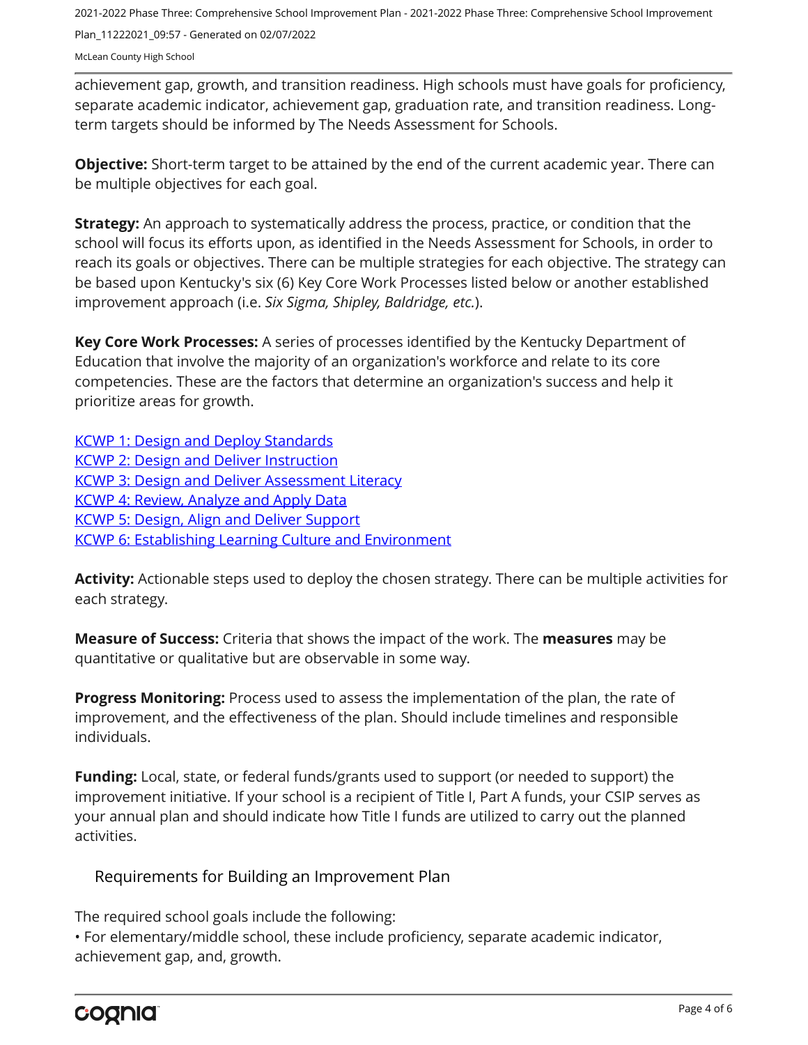achievement gap, growth, and transition readiness. High schools must have goals for proficiency, separate academic indicator, achievement gap, graduation rate, and transition readiness. Long-term targets should be informed by The Needs Assessment for Schools.

**Objective:** Short-term target to be attained by the end of the current academic year. There can be multiple objectives for each goal.

**Strategy:** An approach to systematically address the process, practice, or condition that the school will focus its efforts upon, as identified in the Needs Assessment for Schools, in order to reach its goals or objectives. There can be multiple strategies for each objective. The strategy can be based upon Kentucky's six (6) Key Core Work Processes listed below or another established improvement approach (i.e. *Six Sigma, Shipley, Baldridge, etc.*).

**Key Core Work Processes:** A series of processes identified by the Kentucky Department of Education that involve the majority of an organization's workforce and relate to its core competencies. These are the factors that determine an organization's success and help it prioritize areas for growth.

KCWP 1: Design and Deploy Standards
KCWP 2: Design and Deliver Instruction
KCWP 3: Design and Deliver Assessment Literacy
KCWP 4: Review, Analyze and Apply Data
KCWP 5: Design, Align and Deliver Support
KCWP 6: Establishing Learning Culture and Environment

**Activity:** Actionable steps used to deploy the chosen strategy. There can be multiple activities for each strategy.

**Measure of Success:** Criteria that shows the impact of the work. The **measures** may be quantitative or qualitative but are observable in some way.

**Progress Monitoring:** Process used to assess the implementation of the plan, the rate of improvement, and the effectiveness of the plan. Should include timelines and responsible individuals.

**Funding:** Local, state, or federal funds/grants used to support (or needed to support) the improvement initiative. If your school is a recipient of Title I, Part A funds, your CSIP serves as your annual plan and should indicate how Title I funds are utilized to carry out the planned activities.

## Requirements for Building an Improvement Plan

The required school goals include the following:
• For elementary/middle school, these include proficiency, separate academic indicator, achievement gap, and, growth.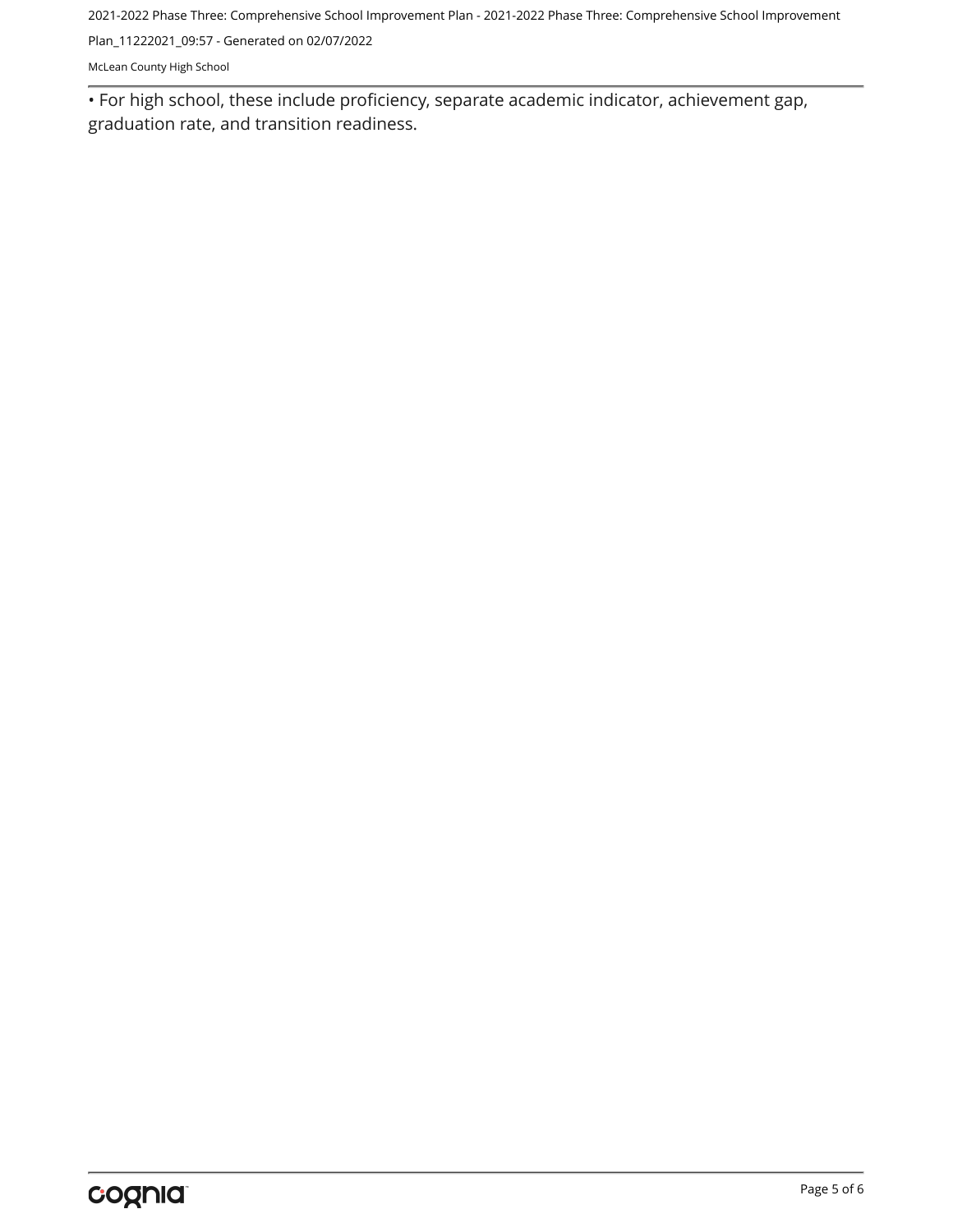• For high school, these include proficiency, separate academic indicator, achievement gap, graduation rate, and transition readiness.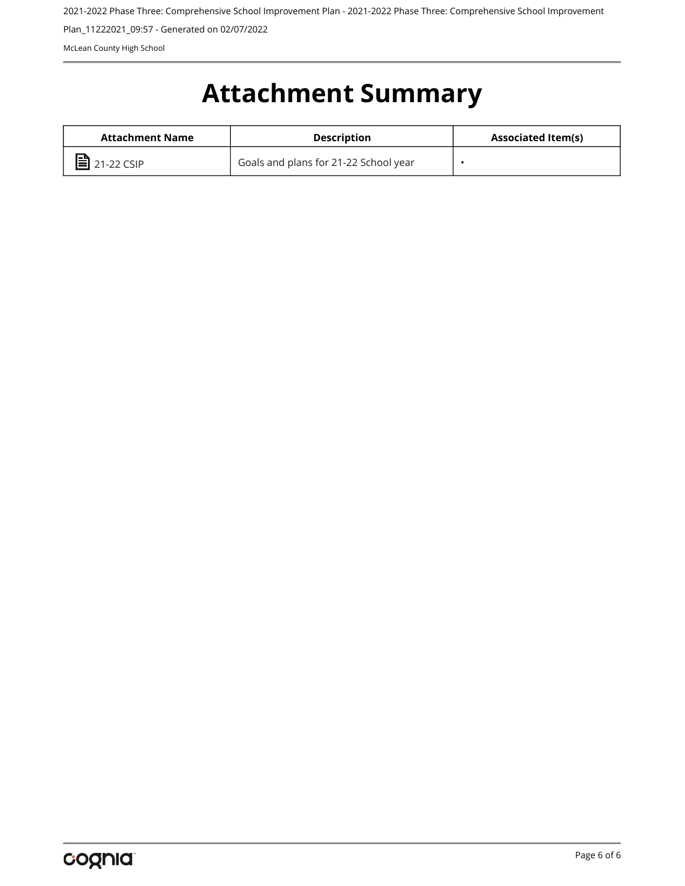# Attachment Summary

| Attachment Name | Description | Associated Item(s) |
| --- | --- | --- |
| 21-22 CSIP | Goals and plans for 21-22 School year | • |